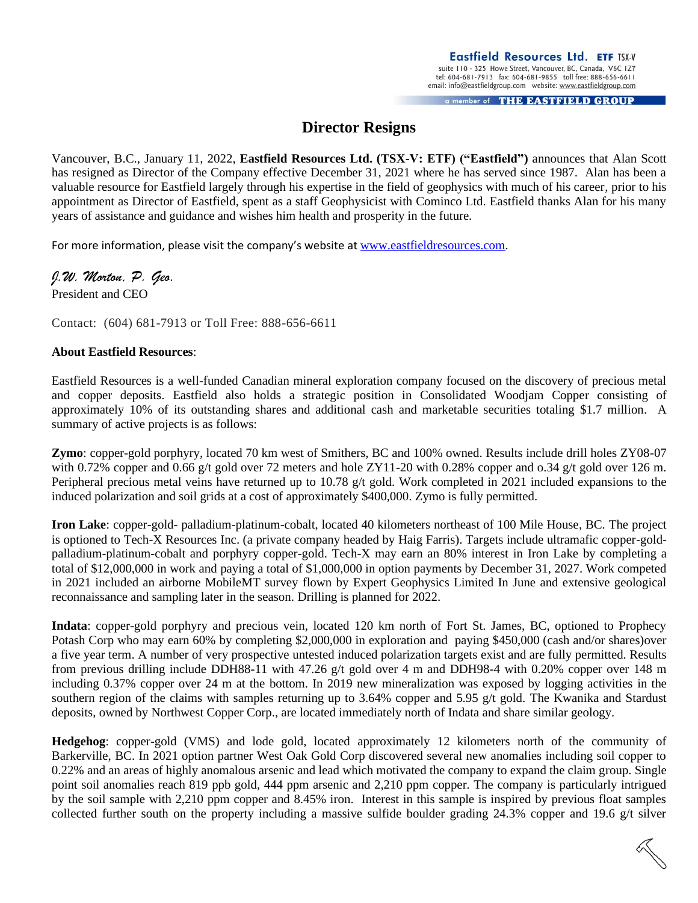Eastfield Resources Ltd. ETF TSX-V
suite 110 - 325 Howe Street, Vancouver, BC, Canada, V6C 1Z7
tel: 604-681-7913 fax: 604-681-9855 toll free: 888-656-6611
email: info@eastfieldgroup.com website: www.eastfieldgroup.com

a member of THE EASTFIELD GROUP

# Director Resigns

Vancouver, B.C., January 11, 2022, **Eastfield Resources Ltd. (TSX-V: ETF) ("Eastfield")** announces that Alan Scott has resigned as Director of the Company effective December 31, 2021 where he has served since 1987. Alan has been a valuable resource for Eastfield largely through his expertise in the field of geophysics with much of his career, prior to his appointment as Director of Eastfield, spent as a staff Geophysicist with Cominco Ltd. Eastfield thanks Alan for his many years of assistance and guidance and wishes him health and prosperity in the future.

For more information, please visit the company's website at www.eastfieldresources.com.

*J.W. Morton, P. Geo.*
President and CEO

Contact: (604) 681-7913 or Toll Free: 888-656-6611

**About Eastfield Resources**:

Eastfield Resources is a well-funded Canadian mineral exploration company focused on the discovery of precious metal and copper deposits. Eastfield also holds a strategic position in Consolidated Woodjam Copper consisting of approximately 10% of its outstanding shares and additional cash and marketable securities totaling $1.7 million. A summary of active projects is as follows:

**Zymo**: copper-gold porphyry, located 70 km west of Smithers, BC and 100% owned. Results include drill holes ZY08-07 with 0.72% copper and 0.66 g/t gold over 72 meters and hole ZY11-20 with 0.28% copper and o.34 g/t gold over 126 m. Peripheral precious metal veins have returned up to 10.78 g/t gold. Work completed in 2021 included expansions to the induced polarization and soil grids at a cost of approximately $400,000. Zymo is fully permitted.

**Iron Lake**: copper-gold- palladium-platinum-cobalt, located 40 kilometers northeast of 100 Mile House, BC. The project is optioned to Tech-X Resources Inc. (a private company headed by Haig Farris). Targets include ultramafic copper-gold-palladium-platinum-cobalt and porphyry copper-gold. Tech-X may earn an 80% interest in Iron Lake by completing a total of $12,000,000 in work and paying a total of $1,000,000 in option payments by December 31, 2027. Work competed in 2021 included an airborne MobileMT survey flown by Expert Geophysics Limited In June and extensive geological reconnaissance and sampling later in the season. Drilling is planned for 2022.

**Indata**: copper-gold porphyry and precious vein, located 120 km north of Fort St. James, BC, optioned to Prophecy Potash Corp who may earn 60% by completing $2,000,000 in exploration and paying $450,000 (cash and/or shares)over a five year term. A number of very prospective untested induced polarization targets exist and are fully permitted. Results from previous drilling include DDH88-11 with 47.26 g/t gold over 4 m and DDH98-4 with 0.20% copper over 148 m including 0.37% copper over 24 m at the bottom. In 2019 new mineralization was exposed by logging activities in the southern region of the claims with samples returning up to 3.64% copper and 5.95 g/t gold. The Kwanika and Stardust deposits, owned by Northwest Copper Corp., are located immediately north of Indata and share similar geology.

**Hedgehog**: copper-gold (VMS) and lode gold, located approximately 12 kilometers north of the community of Barkerville, BC. In 2021 option partner West Oak Gold Corp discovered several new anomalies including soil copper to 0.22% and an areas of highly anomalous arsenic and lead which motivated the company to expand the claim group. Single point soil anomalies reach 819 ppb gold, 444 ppm arsenic and 2,210 ppm copper. The company is particularly intrigued by the soil sample with 2,210 ppm copper and 8.45% iron. Interest in this sample is inspired by previous float samples collected further south on the property including a massive sulfide boulder grading 24.3% copper and 19.6 g/t silver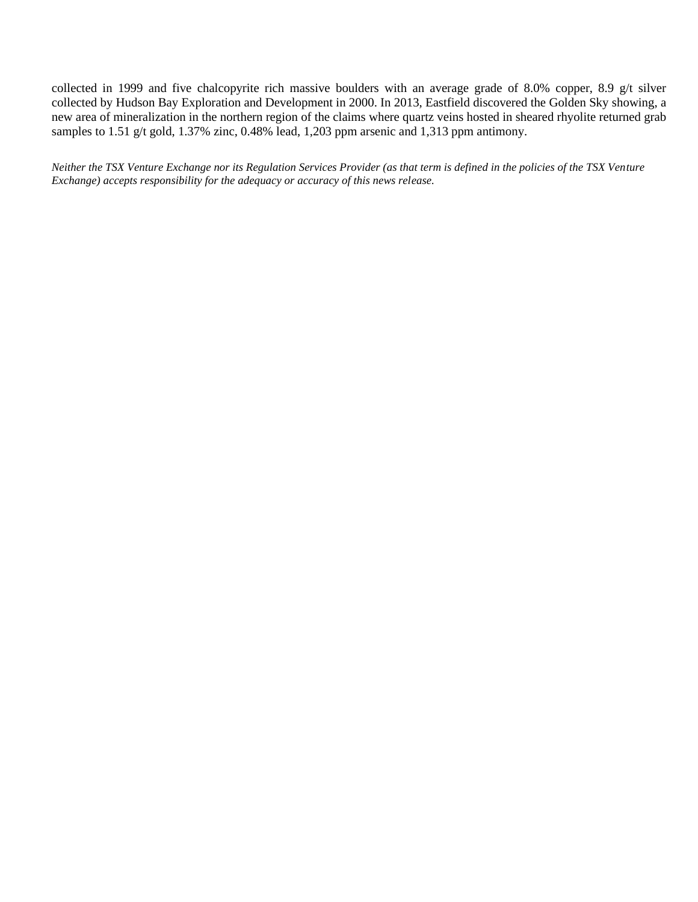collected in 1999 and five chalcopyrite rich massive boulders with an average grade of 8.0% copper, 8.9 g/t silver collected by Hudson Bay Exploration and Development in 2000. In 2013, Eastfield discovered the Golden Sky showing, a new area of mineralization in the northern region of the claims where quartz veins hosted in sheared rhyolite returned grab samples to 1.51 g/t gold, 1.37% zinc, 0.48% lead, 1,203 ppm arsenic and 1,313 ppm antimony.

*Neither the TSX Venture Exchange nor its Regulation Services Provider (as that term is defined in the policies of the TSX Venture Exchange) accepts responsibility for the adequacy or accuracy of this news release.*